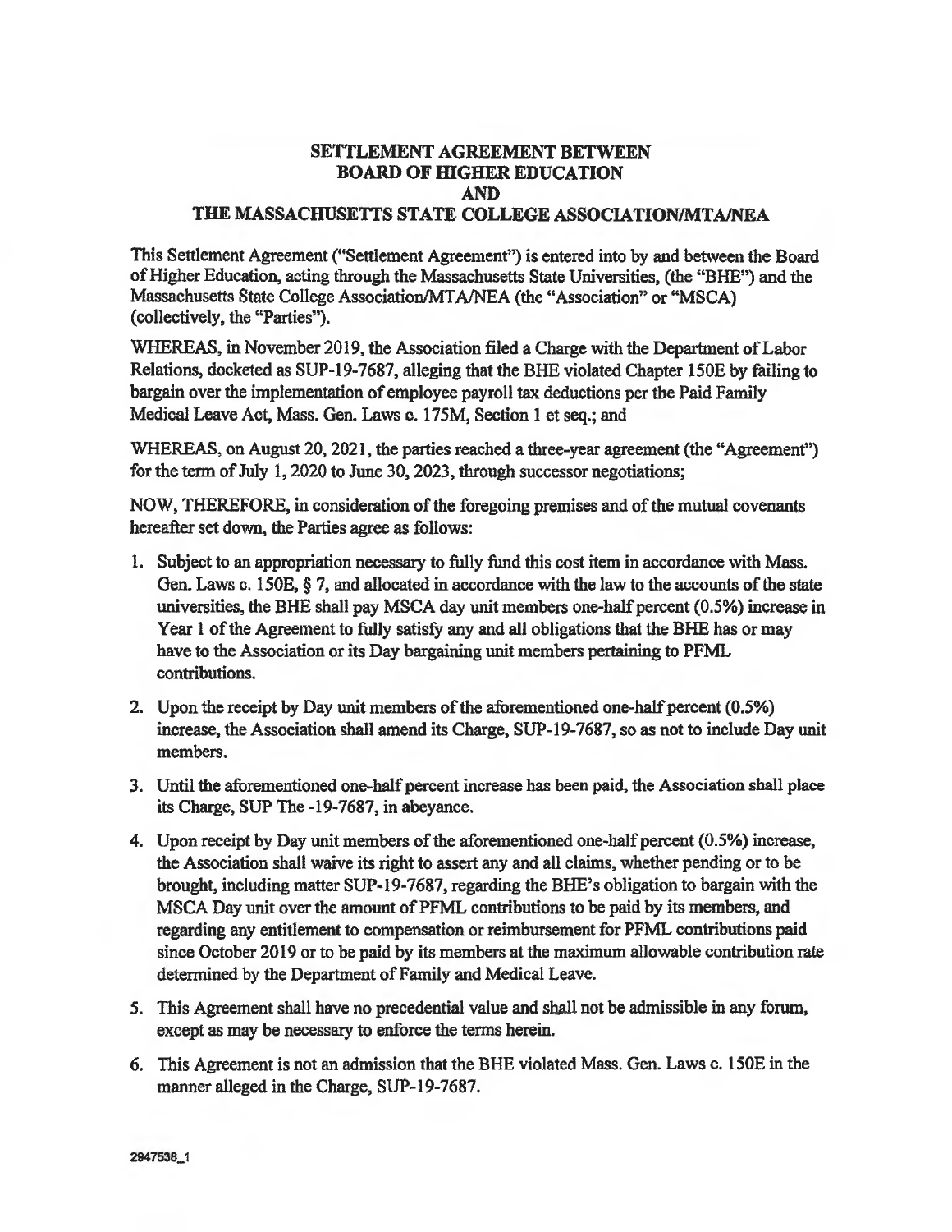# SETTLEMENT AGREEMENT BETWEEN BOARD OF HIGHER EDUCATION AND THE MASSACHUSETTS STATE COLLEGE ASSOCIATION/MTA/NEA

This Settlement Agreement ("Settlement Agreement") is entered into by and between the Board of Higher Education, acting through the Massachusetts State Universities, (the "BHE") and the Massachusetts State College Association/MTA/NEA (the "Association" or "MSCA) (collectively, the "Parties").

WHEREAS, in November 2019, the Association filed a Charge with the Department of Labor Relations, docketed as SUP-19-7687, alleging that the BHE violated Chapter 150E by failing to bargain over the implementation of employee payroll tax deductions per the Paid Family Medical Leave Act, Mass. Gen. Laws c. 175M, Section 1 et seq.; and

WHEREAS, on August 20, 2021, the parties reached a three-year agreement (the "Agreement") for the term of July 1, 2020 to June 30, 2023, through successor negotiations;

NOW, THEREFORE, in consideration of the foregoing premises and of the mutual covenants hereafter set down, the Parties agree as follows:

1. Subject to an appropriation necessary to fully fund this cost item in accordance with Mass. Gen. Laws c. 150E, § 7, and allocated in accordance with the law to the accounts of the state universities, the BHE shall pay MSCA day unit members one-half percent (0.5%) increase in Year 1 of the Agreement to fully satisfy any and all obligations that the BHE has or may have to the Association or its Day bargaining unit members pertaining to PFML contributions.
2. Upon the receipt by Day unit members of the aforementioned one-half percent (0.5%) increase, the Association shall amend its Charge, SUP-19-7687, so as not to include Day unit members.
3. Until the aforementioned one-half percent increase has been paid, the Association shall place its Charge, SUP The -19-7687, in abeyance.
4. Upon receipt by Day unit members of the aforementioned one-half percent (0.5%) increase, the Association shall waive its right to assert any and all claims, whether pending or to be brought, including matter SUP-19-7687, regarding the BHE's obligation to bargain with the MSCA Day unit over the amount of PFML contributions to be paid by its members, and regarding any entitlement to compensation or reimbursement for PFML contributions paid since October 2019 or to be paid by its members at the maximum allowable contribution rate determined by the Department of Family and Medical Leave.
5. This Agreement shall have no precedential value and shall not be admissible in any forum, except as may be necessary to enforce the terms herein.
6. This Agreement is not an admission that the BHE violated Mass. Gen. Laws c. 150E in the manner alleged in the Charge, SUP-19-7687.

2947538_1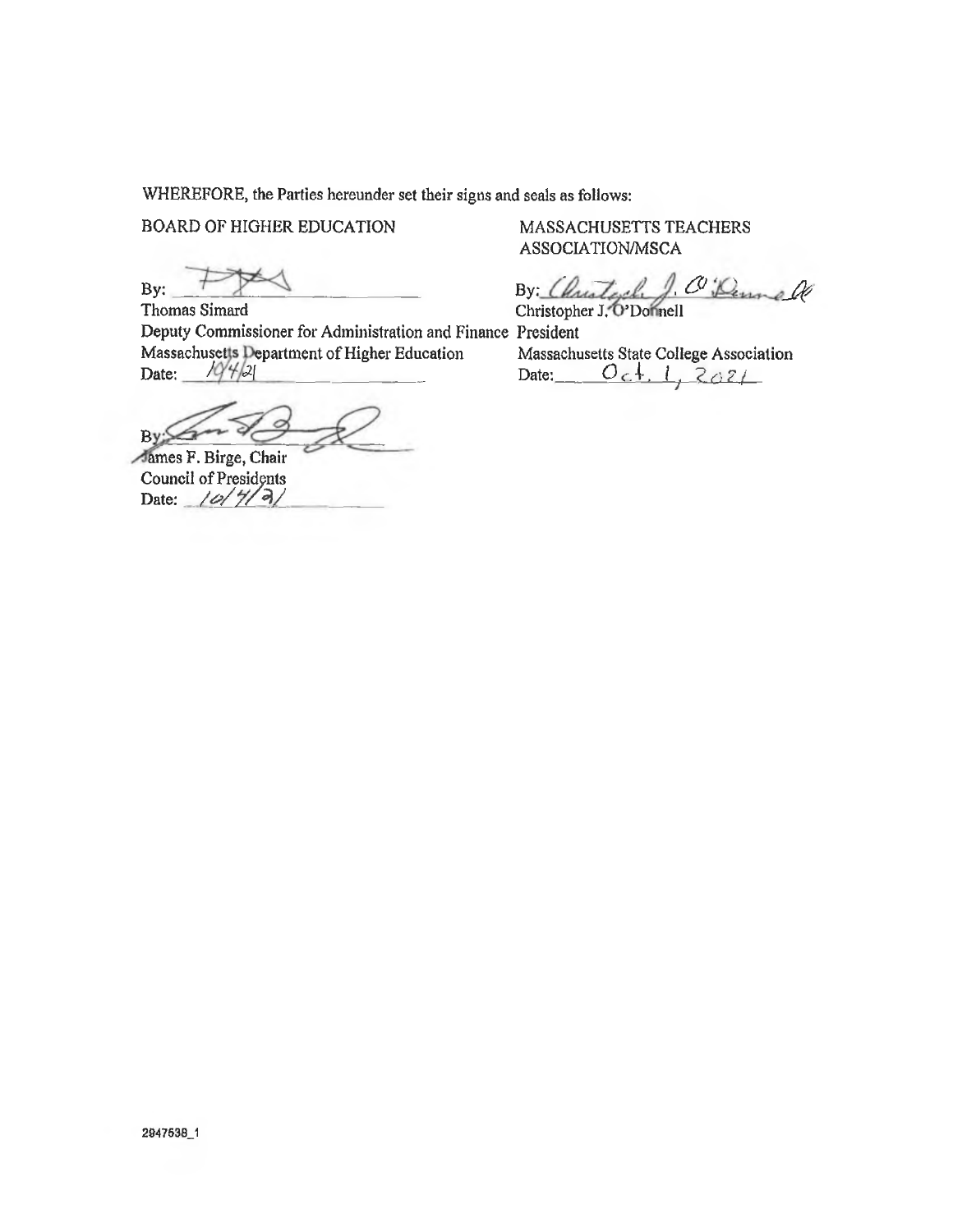WHEREFORE, the Parties hereunder set their signs and seals as follows:

BOARD OF HIGHER EDUCATION

By: ____________________

Thomas Simard
Deputy Commissioner for Administration and Finance
Massachusetts Department of Higher Education
Date: 10/4/21

By: ____________________

James F. Birge, Chair
Council of Presidents
Date: 10/4/21

MASSACHUSETTS TEACHERS ASSOCIATION/MSCA

By: ____________________

Christopher J. O'Donnell
President
Massachusetts State College Association
Date: Oct. 1, 2021

2947538_1